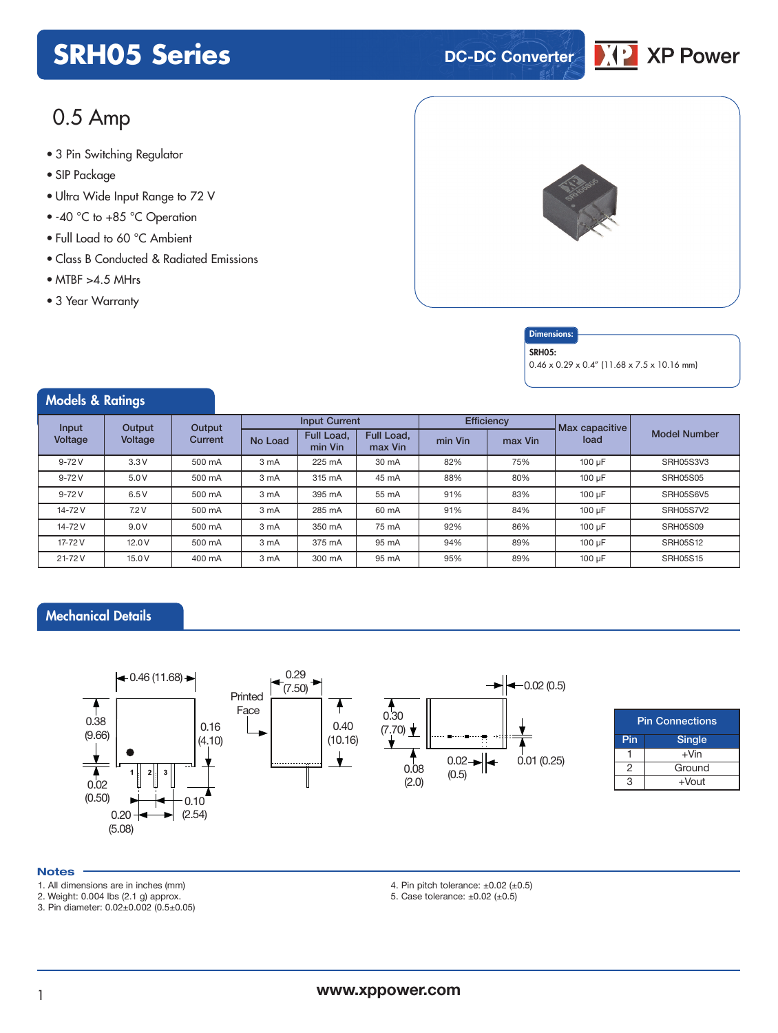# SRH05 Series

DC-DC Converter

## 0.5 Amp

- 3 Pin Switching Regulator
- SIP Package
- Ultra Wide Input Range to 72 V
- -40 °C to +85 °C Operation
- Full Load to 60 °C Ambient
- Class B Conducted & Radiated Emissions
- MTBF >4.5 MHrs
- 3 Year Warranty

**Dimensions:**

**SRH05:**
0.46 x 0.29 x 0.4" (11.68 x 7.5 x 10.16 mm)

## Models & Ratings

| Input Voltage | Output Voltage | Output Current | Input Current | | | Efficiency | | Max capacitive load | Model Number |
|---|---|---|---|---|---|---|---|---|---|
| | | | No Load | Full Load, min Vin | Full Load, max Vin | min Vin | max Vin | | |
| 9-72 V | 3.3 V | 500 mA | 3 mA | 225 mA | 30 mA | 82% | 75% | 100 µF | SRH05S3V3 |
| 9-72 V | 5.0 V | 500 mA | 3 mA | 315 mA | 45 mA | 88% | 80% | 100 µF | SRH05S05 |
| 9-72 V | 6.5 V | 500 mA | 3 mA | 395 mA | 55 mA | 91% | 83% | 100 µF | SRH05S6V5 |
| 14-72 V | 7.2 V | 500 mA | 3 mA | 285 mA | 60 mA | 91% | 84% | 100 µF | SRH05S7V2 |
| 14-72 V | 9.0 V | 500 mA | 3 mA | 350 mA | 75 mA | 92% | 86% | 100 µF | SRH05S09 |
| 17-72 V | 12.0 V | 500 mA | 3 mA | 375 mA | 95 mA | 94% | 89% | 100 µF | SRH05S12 |
| 21-72 V | 15.0 V | 400 mA | 3 mA | 300 mA | 95 mA | 95% | 89% | 100 µF | SRH05S15 |

## Mechanical Details

0.46 (11.68), 0.38 (9.66), 0.16 (4.10), 0.02 (0.50), 0.10 (2.54), 0.20 (5.08), 0.29 (7.50), Printed Face, 0.40 (10.16), 0.30 (7.70), 0.08 (2.0), 0.02 (0.5), 0.02 (0.5), 0.01 (0.25)

| Pin Connections | |
|---|---|
| Pin | Single |
| 1 | +Vin |
| 2 | Ground |
| 3 | +Vout |

### Notes

1. All dimensions are in inches (mm)
2. Weight: 0.004 lbs (2.1 g) approx.
3. Pin diameter: 0.02±0.002 (0.5±0.05)
4. Pin pitch tolerance: ±0.02 (±0.5)
5. Case tolerance: ±0.02 (±0.5)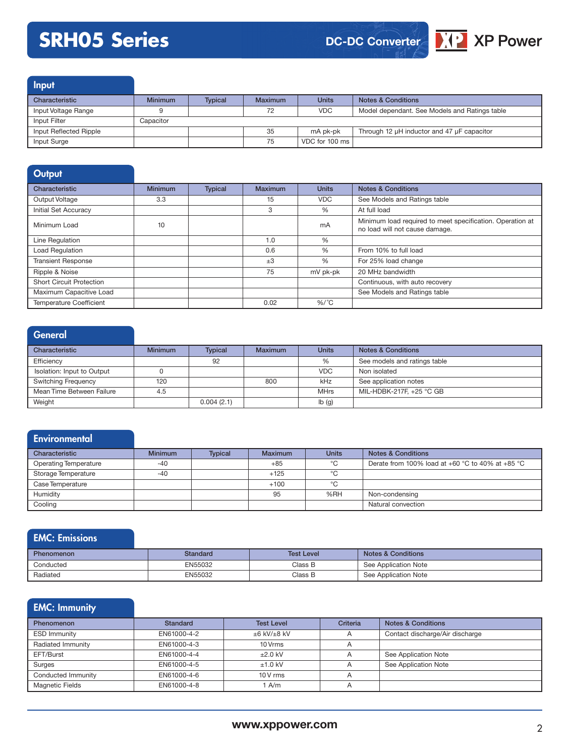# SRH05 Series

DC-DC Converter

## Input

| Characteristic | Minimum | Typical | Maximum | Units | Notes & Conditions |
|---|---|---|---|---|---|
| Input Voltage Range | 9 | | 72 | VDC | Model dependant. See Models and Ratings table |
| Input Filter | Capacitor | | | | |
| Input Reflected Ripple | | | 35 | mA pk-pk | Through 12 µH inductor and 47 µF capacitor |
| Input Surge | | | 75 | VDC for 100 ms | |

## Output

| Characteristic | Minimum | Typical | Maximum | Units | Notes & Conditions |
|---|---|---|---|---|---|
| Output Voltage | 3.3 | | 15 | VDC | See Models and Ratings table |
| Initial Set Accuracy | | | 3 | % | At full load |
| Minimum Load | 10 | | | mA | Minimum load required to meet specification. Operation at no load will not cause damage. |
| Line Regulation | | | 1.0 | % | |
| Load Regulation | | | 0.6 | % | From 10% to full load |
| Transient Response | | | ±3 | % | For 25% load change |
| Ripple & Noise | | | 75 | mV pk-pk | 20 MHz bandwidth |
| Short Circuit Protection | | | | | Continuous, with auto recovery |
| Maximum Capacitive Load | | | | | See Models and Ratings table |
| Temperature Coefficient | | | 0.02 | %/°C | |

## General

| Characteristic | Minimum | Typical | Maximum | Units | Notes & Conditions |
|---|---|---|---|---|---|
| Efficiency | | 92 | | % | See models and ratings table |
| Isolation: Input to Output | 0 | | | VDC | Non isolated |
| Switching Frequency | 120 | | 800 | kHz | See application notes |
| Mean Time Between Failure | 4.5 | | | MHrs | MIL-HDBK-217F, +25 °C GB |
| Weight | | 0.004 (2.1) | | lb (g) | |

## Environmental

| Characteristic | Minimum | Typical | Maximum | Units | Notes & Conditions |
|---|---|---|---|---|---|
| Operating Temperature | -40 | | +85 | °C | Derate from 100% load at +60 °C to 40% at +85 °C |
| Storage Temperature | -40 | | +125 | °C | |
| Case Temperature | | | +100 | °C | |
| Humidity | | | 95 | %RH | Non-condensing |
| Cooling | | | | | Natural convection |

## EMC: Emissions

| Phenomenon | Standard | Test Level | Notes & Conditions |
|---|---|---|---|
| Conducted | EN55032 | Class B | See Application Note |
| Radiated | EN55032 | Class B | See Application Note |

## EMC: Immunity

| Phenomenon | Standard | Test Level | Criteria | Notes & Conditions |
|---|---|---|---|---|
| ESD Immunity | EN61000-4-2 | ±6 kV/±8 kV | A | Contact discharge/Air discharge |
| Radiated Immunity | EN61000-4-3 | 10 Vrms | A | |
| EFT/Burst | EN61000-4-4 | ±2.0 kV | A | See Application Note |
| Surges | EN61000-4-5 | ±1.0 kV | A | See Application Note |
| Conducted Immunity | EN61000-4-6 | 10 V rms | A | |
| Magnetic Fields | EN61000-4-8 | 1 A/m | A | |

www.xppower.com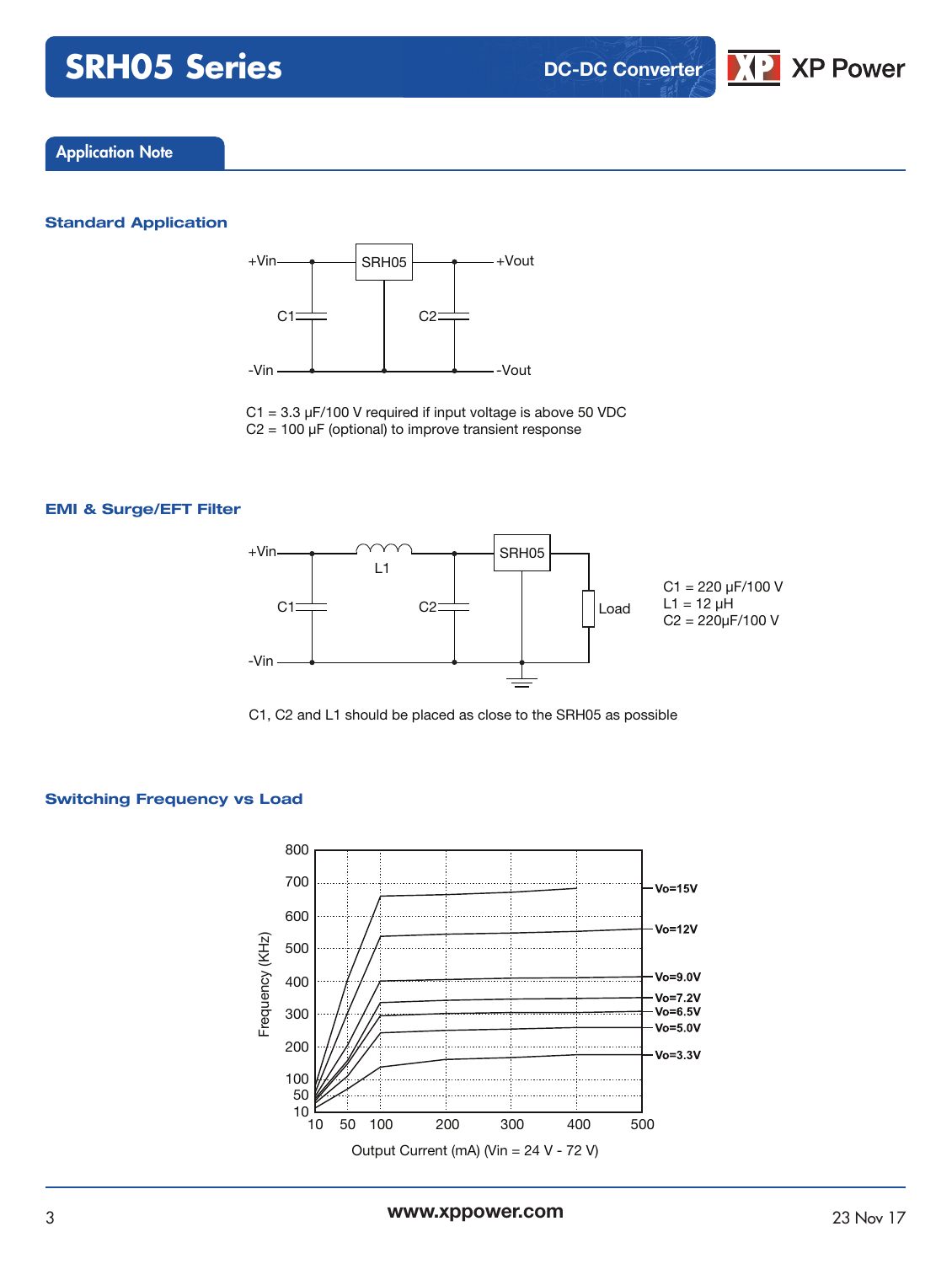## Application Note

### Standard Application

+Vin
SRH05
+Vout
C1
C2
-Vin
-Vout

C1 = 3.3 μF/100 V required if input voltage is above 50 VDC
C2 = 100 μF (optional) to improve transient response

### EMI & Surge/EFT Filter

+Vin
L1
SRH05
C1
C2
Load
-Vin

C1 = 220 μF/100 V
L1 = 12 μH
C2 = 220μF/100 V

C1, C2 and L1 should be placed as close to the SRH05 as possible

### Switching Frequency vs Load

Frequency (KHz)
800
700
600
500
400
300
200
100
50
10

10 50 100 200 300 400 500
Output Current (mA) (Vin = 24 V - 72 V)

Vo=15V
Vo=12V
Vo=9.0V
Vo=7.2V
Vo=6.5V
Vo=5.0V
Vo=3.3V